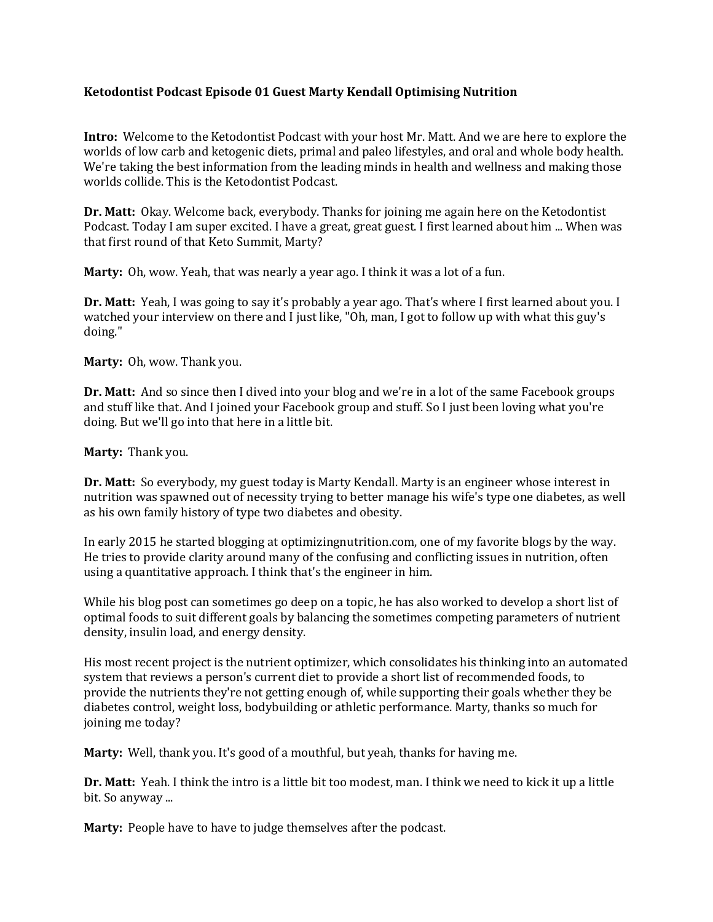**Ketodontist Podcast Episode 01 Guest Marty Kendall Optimising Nutrition**

**Intro:** Welcome to the Ketodontist Podcast with your host Mr. Matt. And we are here to explore the worlds of low carb and ketogenic diets, primal and paleo lifestyles, and oral and whole body health. We're taking the best information from the leading minds in health and wellness and making those worlds collide. This is the Ketodontist Podcast.

**Dr. Matt:** Okay. Welcome back, everybody. Thanks for joining me again here on the Ketodontist Podcast. Today I am super excited. I have a great, great guest. I first learned about him ... When was that first round of that Keto Summit, Marty?

**Marty:** Oh, wow. Yeah, that was nearly a year ago. I think it was a lot of a fun.

**Dr. Matt:** Yeah, I was going to say it's probably a year ago. That's where I first learned about you. I watched your interview on there and I just like, "Oh, man, I got to follow up with what this guy's doing."

**Marty:** Oh, wow. Thank you.

**Dr. Matt:** And so since then I dived into your blog and we're in a lot of the same Facebook groups and stuff like that. And I joined your Facebook group and stuff. So I just been loving what you're doing. But we'll go into that here in a little bit.

**Marty:** Thank you.

**Dr. Matt:** So everybody, my guest today is Marty Kendall. Marty is an engineer whose interest in nutrition was spawned out of necessity trying to better manage his wife's type one diabetes, as well as his own family history of type two diabetes and obesity.

In early 2015 he started blogging at optimizingnutrition.com, one of my favorite blogs by the way. He tries to provide clarity around many of the confusing and conflicting issues in nutrition, often using a quantitative approach. I think that's the engineer in him.

While his blog post can sometimes go deep on a topic, he has also worked to develop a short list of optimal foods to suit different goals by balancing the sometimes competing parameters of nutrient density, insulin load, and energy density.

His most recent project is the nutrient optimizer, which consolidates his thinking into an automated system that reviews a person's current diet to provide a short list of recommended foods, to provide the nutrients they're not getting enough of, while supporting their goals whether they be diabetes control, weight loss, bodybuilding or athletic performance. Marty, thanks so much for joining me today?

**Marty:** Well, thank you. It's good of a mouthful, but yeah, thanks for having me.

**Dr. Matt:** Yeah. I think the intro is a little bit too modest, man. I think we need to kick it up a little bit. So anyway ...

**Marty:** People have to have to judge themselves after the podcast.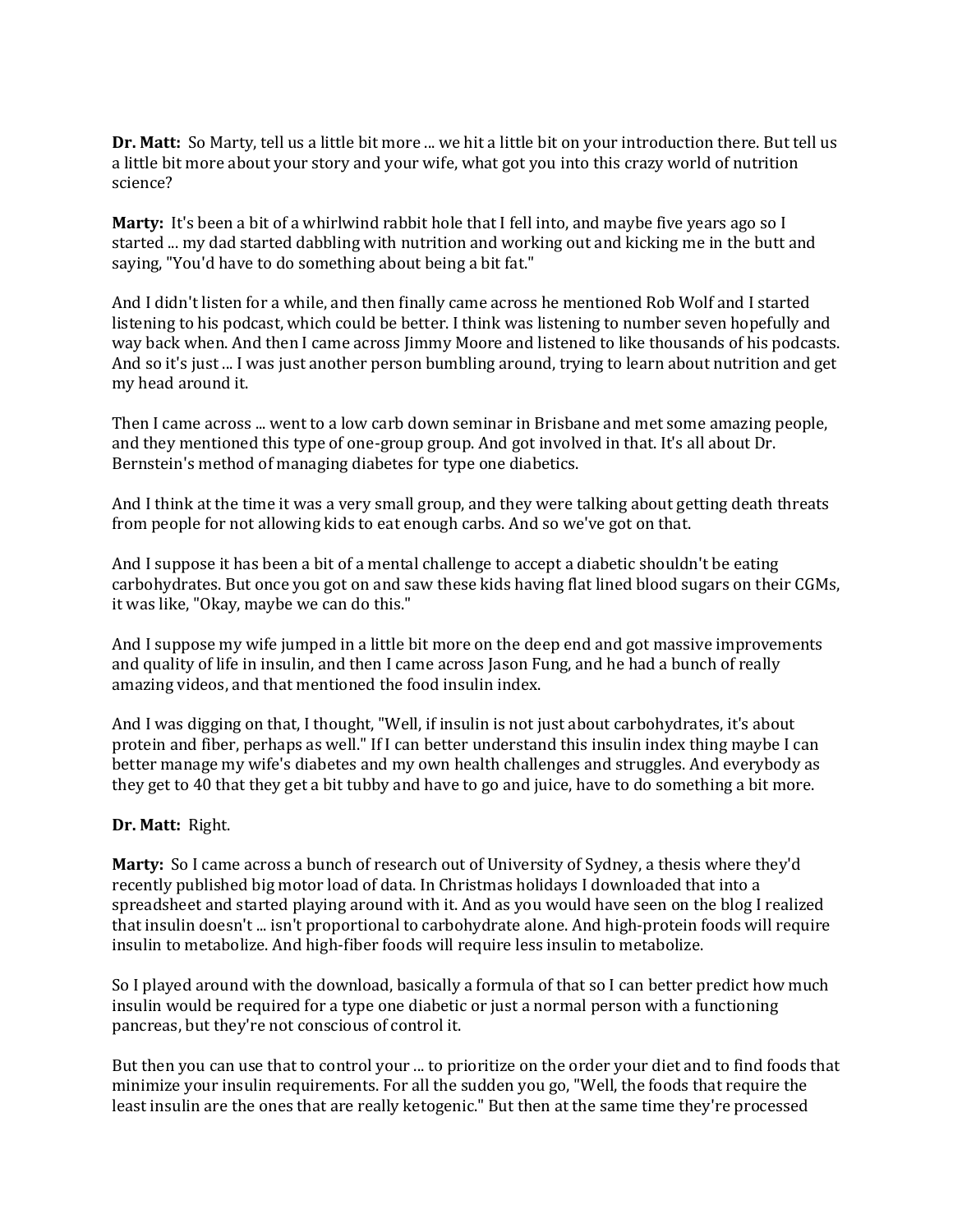**Dr. Matt:** So Marty, tell us a little bit more ... we hit a little bit on your introduction there. But tell us a little bit more about your story and your wife, what got you into this crazy world of nutrition science?

**Marty:** It's been a bit of a whirlwind rabbit hole that I fell into, and maybe five years ago so I started ... my dad started dabbling with nutrition and working out and kicking me in the butt and saying, "You'd have to do something about being a bit fat."

And I didn't listen for a while, and then finally came across he mentioned Rob Wolf and I started listening to his podcast, which could be better. I think was listening to number seven hopefully and way back when. And then I came across Jimmy Moore and listened to like thousands of his podcasts. And so it's just ... I was just another person bumbling around, trying to learn about nutrition and get my head around it.

Then I came across ... went to a low carb down seminar in Brisbane and met some amazing people, and they mentioned this type of one-group group. And got involved in that. It's all about Dr. Bernstein's method of managing diabetes for type one diabetics.

And I think at the time it was a very small group, and they were talking about getting death threats from people for not allowing kids to eat enough carbs. And so we've got on that.

And I suppose it has been a bit of a mental challenge to accept a diabetic shouldn't be eating carbohydrates. But once you got on and saw these kids having flat lined blood sugars on their CGMs, it was like, "Okay, maybe we can do this."

And I suppose my wife jumped in a little bit more on the deep end and got massive improvements and quality of life in insulin, and then I came across Jason Fung, and he had a bunch of really amazing videos, and that mentioned the food insulin index.

And I was digging on that, I thought, "Well, if insulin is not just about carbohydrates, it's about protein and fiber, perhaps as well." If I can better understand this insulin index thing maybe I can better manage my wife's diabetes and my own health challenges and struggles. And everybody as they get to 40 that they get a bit tubby and have to go and juice, have to do something a bit more.

**Dr. Matt:** Right.

**Marty:** So I came across a bunch of research out of University of Sydney, a thesis where they'd recently published big motor load of data. In Christmas holidays I downloaded that into a spreadsheet and started playing around with it. And as you would have seen on the blog I realized that insulin doesn't ... isn't proportional to carbohydrate alone. And high-protein foods will require insulin to metabolize. And high-fiber foods will require less insulin to metabolize.

So I played around with the download, basically a formula of that so I can better predict how much insulin would be required for a type one diabetic or just a normal person with a functioning pancreas, but they're not conscious of control it.

But then you can use that to control your ... to prioritize on the order your diet and to find foods that minimize your insulin requirements. For all the sudden you go, "Well, the foods that require the least insulin are the ones that are really ketogenic." But then at the same time they're processed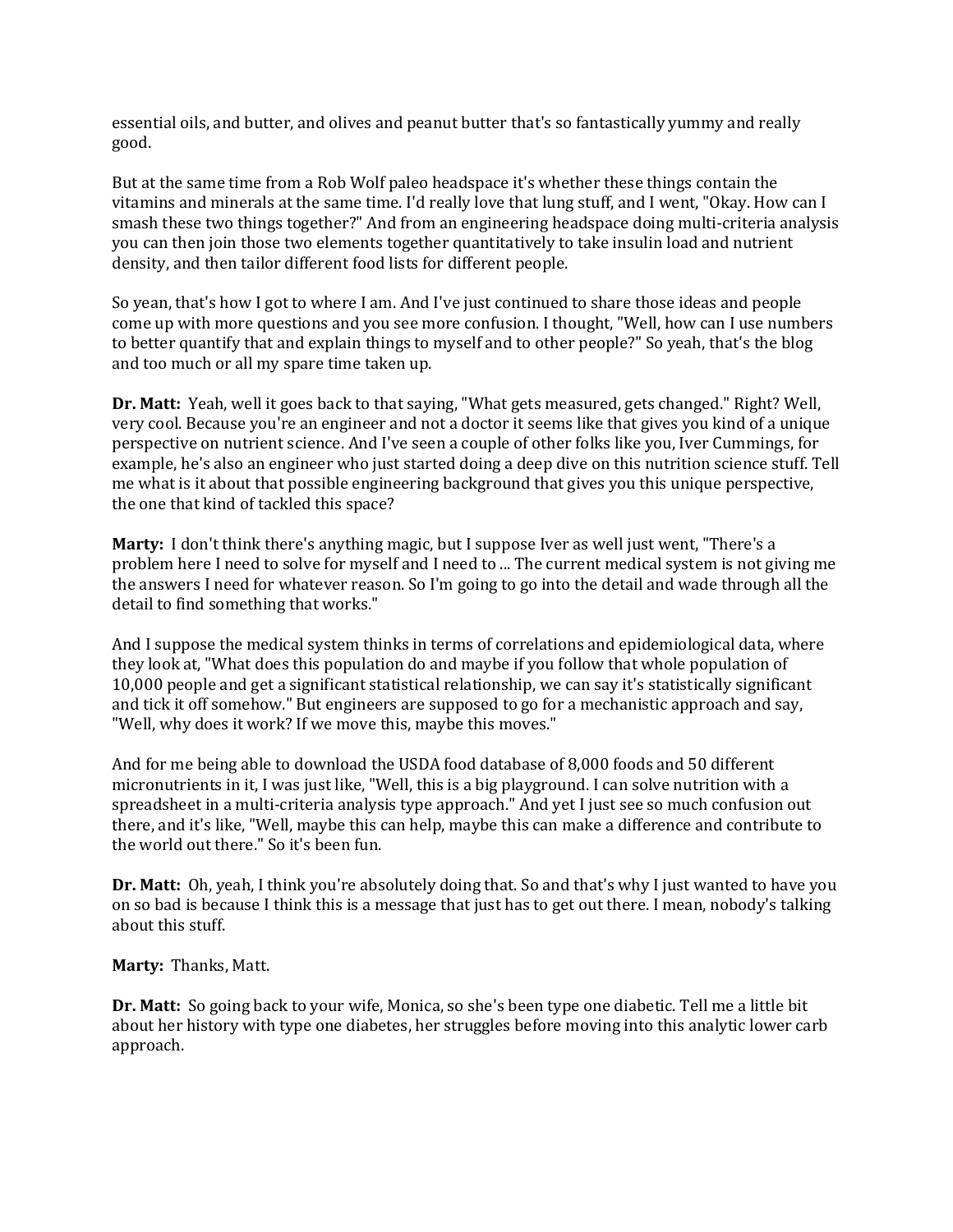essential oils, and butter, and olives and peanut butter that's so fantastically yummy and really good.

But at the same time from a Rob Wolf paleo headspace it's whether these things contain the vitamins and minerals at the same time. I'd really love that lung stuff, and I went, "Okay. How can I smash these two things together?" And from an engineering headspace doing multi-criteria analysis you can then join those two elements together quantitatively to take insulin load and nutrient density, and then tailor different food lists for different people.

So yean, that's how I got to where I am. And I've just continued to share those ideas and people come up with more questions and you see more confusion. I thought, "Well, how can I use numbers to better quantify that and explain things to myself and to other people?" So yeah, that's the blog and too much or all my spare time taken up.

**Dr. Matt:** Yeah, well it goes back to that saying, "What gets measured, gets changed." Right? Well, very cool. Because you're an engineer and not a doctor it seems like that gives you kind of a unique perspective on nutrient science. And I've seen a couple of other folks like you, Iver Cummings, for example, he's also an engineer who just started doing a deep dive on this nutrition science stuff. Tell me what is it about that possible engineering background that gives you this unique perspective, the one that kind of tackled this space?

**Marty:** I don't think there's anything magic, but I suppose Iver as well just went, "There's a problem here I need to solve for myself and I need to ... The current medical system is not giving me the answers I need for whatever reason. So I'm going to go into the detail and wade through all the detail to find something that works."

And I suppose the medical system thinks in terms of correlations and epidemiological data, where they look at, "What does this population do and maybe if you follow that whole population of 10,000 people and get a significant statistical relationship, we can say it's statistically significant and tick it off somehow." But engineers are supposed to go for a mechanistic approach and say, "Well, why does it work? If we move this, maybe this moves."

And for me being able to download the USDA food database of 8,000 foods and 50 different micronutrients in it, I was just like, "Well, this is a big playground. I can solve nutrition with a spreadsheet in a multi-criteria analysis type approach." And yet I just see so much confusion out there, and it's like, "Well, maybe this can help, maybe this can make a difference and contribute to the world out there." So it's been fun.

**Dr. Matt:** Oh, yeah, I think you're absolutely doing that. So and that's why I just wanted to have you on so bad is because I think this is a message that just has to get out there. I mean, nobody's talking about this stuff.

**Marty:** Thanks, Matt.

**Dr. Matt:** So going back to your wife, Monica, so she's been type one diabetic. Tell me a little bit about her history with type one diabetes, her struggles before moving into this analytic lower carb approach.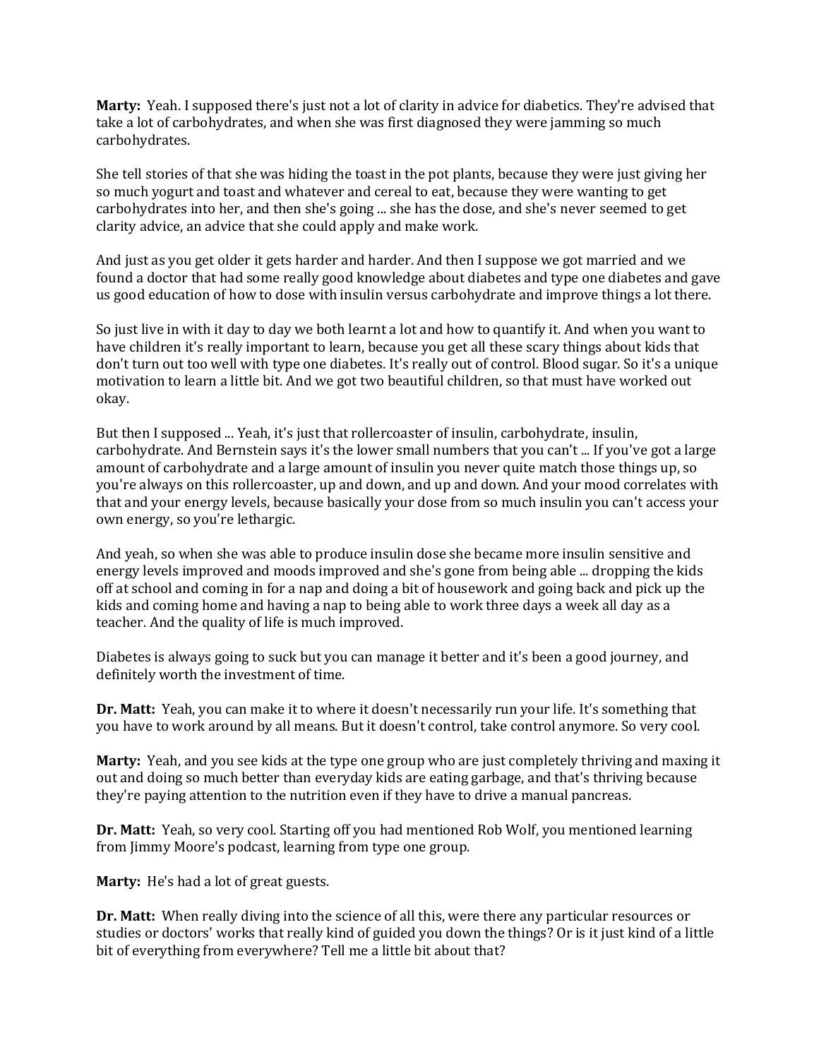**Marty:** Yeah. I supposed there's just not a lot of clarity in advice for diabetics. They're advised that take a lot of carbohydrates, and when she was first diagnosed they were jamming so much carbohydrates.

She tell stories of that she was hiding the toast in the pot plants, because they were just giving her so much yogurt and toast and whatever and cereal to eat, because they were wanting to get carbohydrates into her, and then she's going ... she has the dose, and she's never seemed to get clarity advice, an advice that she could apply and make work.

And just as you get older it gets harder and harder. And then I suppose we got married and we found a doctor that had some really good knowledge about diabetes and type one diabetes and gave us good education of how to dose with insulin versus carbohydrate and improve things a lot there.

So just live in with it day to day we both learnt a lot and how to quantify it. And when you want to have children it's really important to learn, because you get all these scary things about kids that don't turn out too well with type one diabetes. It's really out of control. Blood sugar. So it's a unique motivation to learn a little bit. And we got two beautiful children, so that must have worked out okay.

But then I supposed ... Yeah, it's just that rollercoaster of insulin, carbohydrate, insulin, carbohydrate. And Bernstein says it's the lower small numbers that you can't ... If you've got a large amount of carbohydrate and a large amount of insulin you never quite match those things up, so you're always on this rollercoaster, up and down, and up and down. And your mood correlates with that and your energy levels, because basically your dose from so much insulin you can't access your own energy, so you're lethargic.

And yeah, so when she was able to produce insulin dose she became more insulin sensitive and energy levels improved and moods improved and she's gone from being able ... dropping the kids off at school and coming in for a nap and doing a bit of housework and going back and pick up the kids and coming home and having a nap to being able to work three days a week all day as a teacher. And the quality of life is much improved.

Diabetes is always going to suck but you can manage it better and it's been a good journey, and definitely worth the investment of time.

**Dr. Matt:** Yeah, you can make it to where it doesn't necessarily run your life. It's something that you have to work around by all means. But it doesn't control, take control anymore. So very cool.

**Marty:** Yeah, and you see kids at the type one group who are just completely thriving and maxing it out and doing so much better than everyday kids are eating garbage, and that's thriving because they're paying attention to the nutrition even if they have to drive a manual pancreas.

**Dr. Matt:** Yeah, so very cool. Starting off you had mentioned Rob Wolf, you mentioned learning from Jimmy Moore's podcast, learning from type one group.

**Marty:** He's had a lot of great guests.

**Dr. Matt:** When really diving into the science of all this, were there any particular resources or studies or doctors' works that really kind of guided you down the things? Or is it just kind of a little bit of everything from everywhere? Tell me a little bit about that?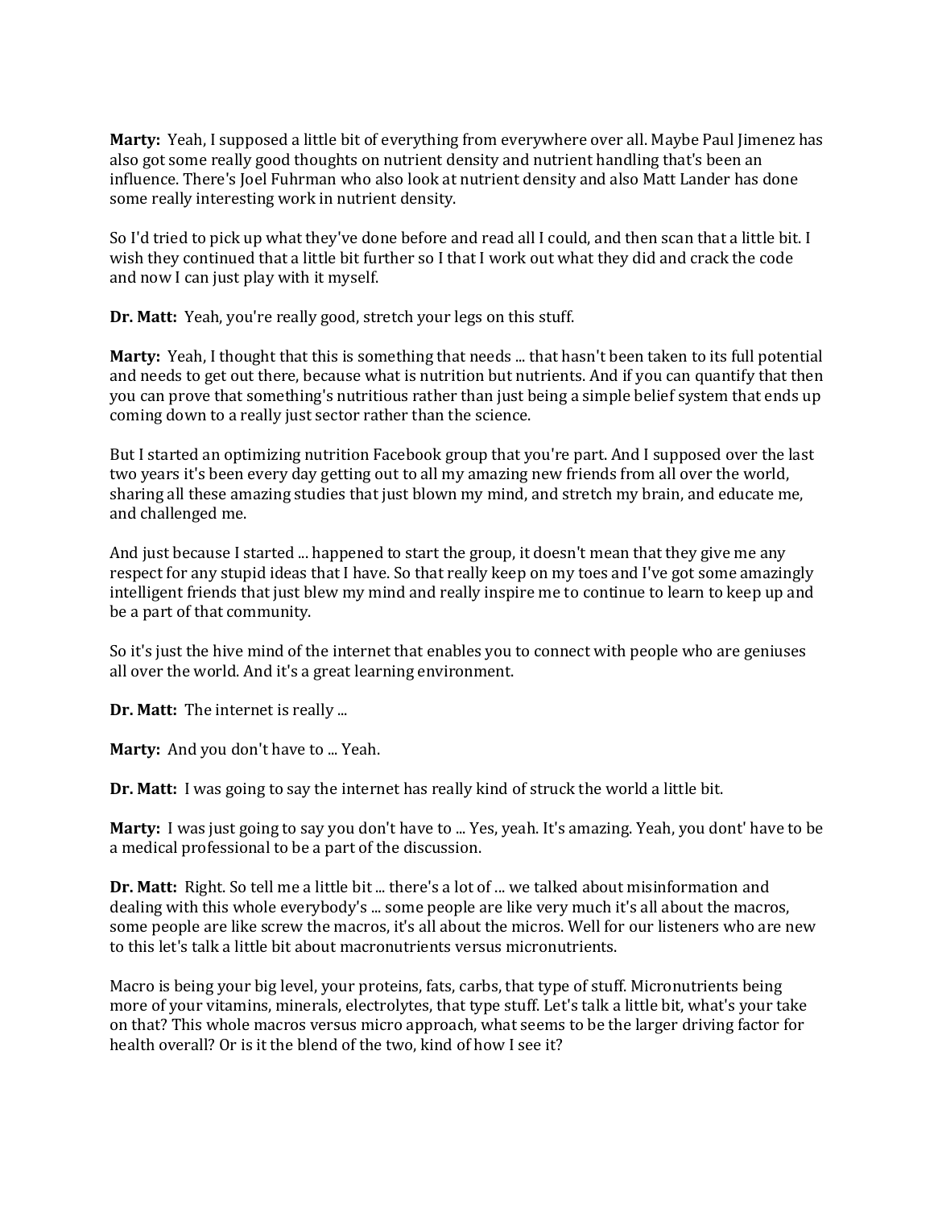**Marty:** Yeah, I supposed a little bit of everything from everywhere over all. Maybe Paul Jimenez has also got some really good thoughts on nutrient density and nutrient handling that's been an influence. There's Joel Fuhrman who also look at nutrient density and also Matt Lander has done some really interesting work in nutrient density.

So I'd tried to pick up what they've done before and read all I could, and then scan that a little bit. I wish they continued that a little bit further so I that I work out what they did and crack the code and now I can just play with it myself.

**Dr. Matt:** Yeah, you're really good, stretch your legs on this stuff.

**Marty:** Yeah, I thought that this is something that needs ... that hasn't been taken to its full potential and needs to get out there, because what is nutrition but nutrients. And if you can quantify that then you can prove that something's nutritious rather than just being a simple belief system that ends up coming down to a really just sector rather than the science.

But I started an optimizing nutrition Facebook group that you're part. And I supposed over the last two years it's been every day getting out to all my amazing new friends from all over the world, sharing all these amazing studies that just blown my mind, and stretch my brain, and educate me, and challenged me.

And just because I started ... happened to start the group, it doesn't mean that they give me any respect for any stupid ideas that I have. So that really keep on my toes and I've got some amazingly intelligent friends that just blew my mind and really inspire me to continue to learn to keep up and be a part of that community.

So it's just the hive mind of the internet that enables you to connect with people who are geniuses all over the world. And it's a great learning environment.

**Dr. Matt:** The internet is really ...

**Marty:** And you don't have to ... Yeah.

**Dr. Matt:** I was going to say the internet has really kind of struck the world a little bit.

**Marty:** I was just going to say you don't have to ... Yes, yeah. It's amazing. Yeah, you dont' have to be a medical professional to be a part of the discussion.

**Dr. Matt:** Right. So tell me a little bit ... there's a lot of ... we talked about misinformation and dealing with this whole everybody's ... some people are like very much it's all about the macros, some people are like screw the macros, it's all about the micros. Well for our listeners who are new to this let's talk a little bit about macronutrients versus micronutrients.

Macro is being your big level, your proteins, fats, carbs, that type of stuff. Micronutrients being more of your vitamins, minerals, electrolytes, that type stuff. Let's talk a little bit, what's your take on that? This whole macros versus micro approach, what seems to be the larger driving factor for health overall? Or is it the blend of the two, kind of how I see it?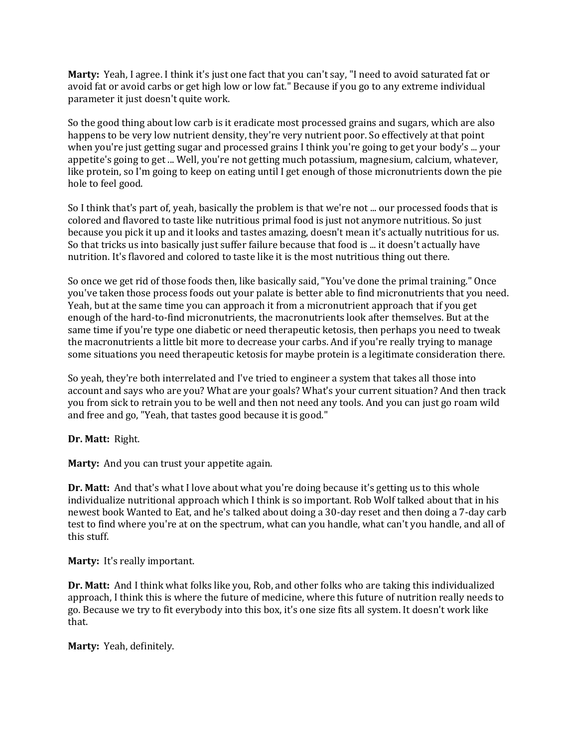**Marty:** Yeah, I agree. I think it's just one fact that you can't say, "I need to avoid saturated fat or avoid fat or avoid carbs or get high low or low fat." Because if you go to any extreme individual parameter it just doesn't quite work.

So the good thing about low carb is it eradicate most processed grains and sugars, which are also happens to be very low nutrient density, they're very nutrient poor. So effectively at that point when you're just getting sugar and processed grains I think you're going to get your body's ... your appetite's going to get ... Well, you're not getting much potassium, magnesium, calcium, whatever, like protein, so I'm going to keep on eating until I get enough of those micronutrients down the pie hole to feel good.

So I think that's part of, yeah, basically the problem is that we're not ... our processed foods that is colored and flavored to taste like nutritious primal food is just not anymore nutritious. So just because you pick it up and it looks and tastes amazing, doesn't mean it's actually nutritious for us. So that tricks us into basically just suffer failure because that food is ... it doesn't actually have nutrition. It's flavored and colored to taste like it is the most nutritious thing out there.

So once we get rid of those foods then, like basically said, "You've done the primal training." Once you've taken those process foods out your palate is better able to find micronutrients that you need. Yeah, but at the same time you can approach it from a micronutrient approach that if you get enough of the hard-to-find micronutrients, the macronutrients look after themselves. But at the same time if you're type one diabetic or need therapeutic ketosis, then perhaps you need to tweak the macronutrients a little bit more to decrease your carbs. And if you're really trying to manage some situations you need therapeutic ketosis for maybe protein is a legitimate consideration there.

So yeah, they're both interrelated and I've tried to engineer a system that takes all those into account and says who are you? What are your goals? What's your current situation? And then track you from sick to retrain you to be well and then not need any tools. And you can just go roam wild and free and go, "Yeah, that tastes good because it is good."

**Dr. Matt:** Right.

**Marty:** And you can trust your appetite again.

**Dr. Matt:** And that's what I love about what you're doing because it's getting us to this whole individualize nutritional approach which I think is so important. Rob Wolf talked about that in his newest book Wanted to Eat, and he's talked about doing a 30-day reset and then doing a 7-day carb test to find where you're at on the spectrum, what can you handle, what can't you handle, and all of this stuff.

**Marty:** It's really important.

**Dr. Matt:** And I think what folks like you, Rob, and other folks who are taking this individualized approach, I think this is where the future of medicine, where this future of nutrition really needs to go. Because we try to fit everybody into this box, it's one size fits all system. It doesn't work like that.

**Marty:** Yeah, definitely.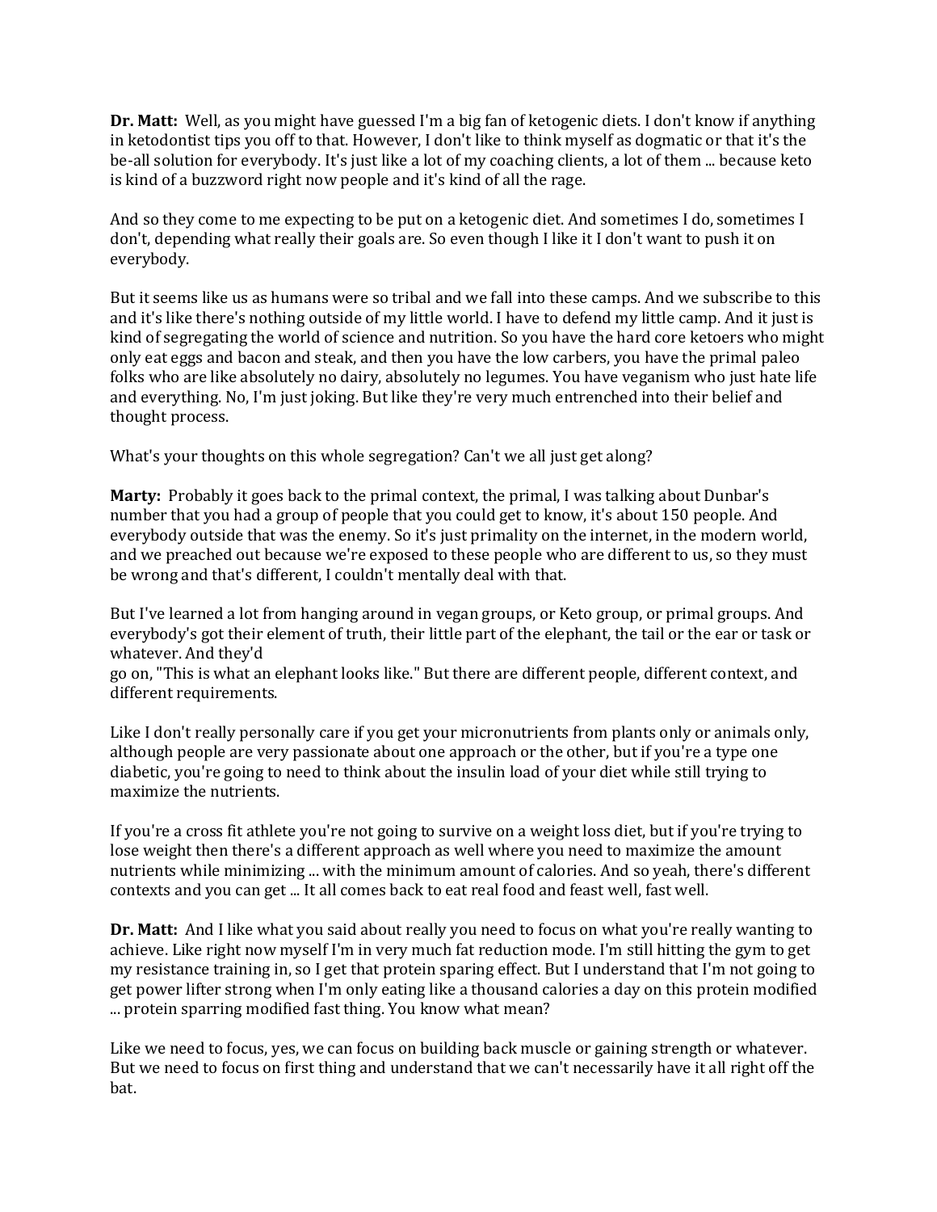**Dr. Matt:** Well, as you might have guessed I'm a big fan of ketogenic diets. I don't know if anything in ketodontist tips you off to that. However, I don't like to think myself as dogmatic or that it's the be-all solution for everybody. It's just like a lot of my coaching clients, a lot of them ... because keto is kind of a buzzword right now people and it's kind of all the rage.

And so they come to me expecting to be put on a ketogenic diet. And sometimes I do, sometimes I don't, depending what really their goals are. So even though I like it I don't want to push it on everybody.

But it seems like us as humans were so tribal and we fall into these camps. And we subscribe to this and it's like there's nothing outside of my little world. I have to defend my little camp. And it just is kind of segregating the world of science and nutrition. So you have the hard core ketoers who might only eat eggs and bacon and steak, and then you have the low carbers, you have the primal paleo folks who are like absolutely no dairy, absolutely no legumes. You have veganism who just hate life and everything. No, I'm just joking. But like they're very much entrenched into their belief and thought process.

What's your thoughts on this whole segregation? Can't we all just get along?

**Marty:** Probably it goes back to the primal context, the primal, I was talking about Dunbar's number that you had a group of people that you could get to know, it's about 150 people. And everybody outside that was the enemy. So it's just primality on the internet, in the modern world, and we preached out because we're exposed to these people who are different to us, so they must be wrong and that's different, I couldn't mentally deal with that.

But I've learned a lot from hanging around in vegan groups, or Keto group, or primal groups. And everybody's got their element of truth, their little part of the elephant, the tail or the ear or task or whatever. And they'd go on, "This is what an elephant looks like." But there are different people, different context, and different requirements.

Like I don't really personally care if you get your micronutrients from plants only or animals only, although people are very passionate about one approach or the other, but if you're a type one diabetic, you're going to need to think about the insulin load of your diet while still trying to maximize the nutrients.

If you're a cross fit athlete you're not going to survive on a weight loss diet, but if you're trying to lose weight then there's a different approach as well where you need to maximize the amount nutrients while minimizing ... with the minimum amount of calories. And so yeah, there's different contexts and you can get ... It all comes back to eat real food and feast well, fast well.

**Dr. Matt:** And I like what you said about really you need to focus on what you're really wanting to achieve. Like right now myself I'm in very much fat reduction mode. I'm still hitting the gym to get my resistance training in, so I get that protein sparing effect. But I understand that I'm not going to get power lifter strong when I'm only eating like a thousand calories a day on this protein modified ... protein sparring modified fast thing. You know what mean?

Like we need to focus, yes, we can focus on building back muscle or gaining strength or whatever. But we need to focus on first thing and understand that we can't necessarily have it all right off the bat.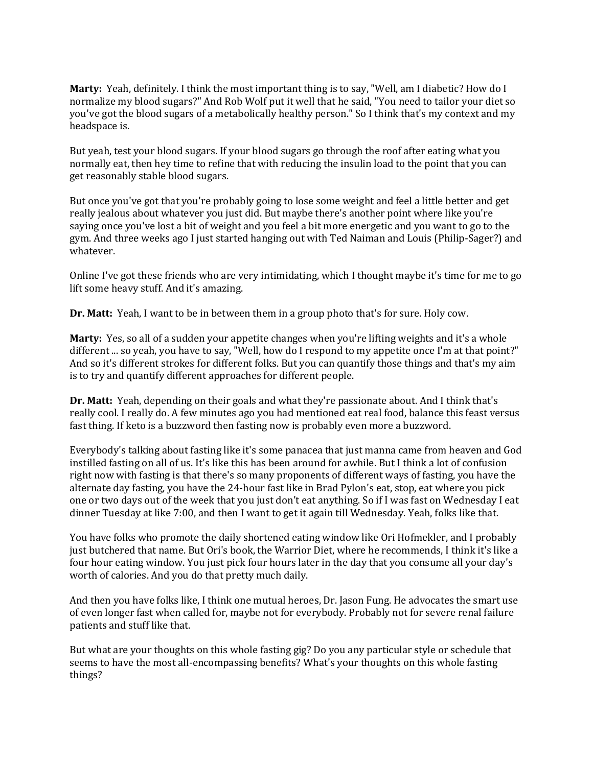**Marty:** Yeah, definitely. I think the most important thing is to say, "Well, am I diabetic? How do I normalize my blood sugars?" And Rob Wolf put it well that he said, "You need to tailor your diet so you've got the blood sugars of a metabolically healthy person." So I think that's my context and my headspace is.

But yeah, test your blood sugars. If your blood sugars go through the roof after eating what you normally eat, then hey time to refine that with reducing the insulin load to the point that you can get reasonably stable blood sugars.

But once you've got that you're probably going to lose some weight and feel a little better and get really jealous about whatever you just did. But maybe there's another point where like you're saying once you've lost a bit of weight and you feel a bit more energetic and you want to go to the gym. And three weeks ago I just started hanging out with Ted Naiman and Louis (Philip-Sager?) and whatever.

Online I've got these friends who are very intimidating, which I thought maybe it's time for me to go lift some heavy stuff. And it's amazing.

**Dr. Matt:** Yeah, I want to be in between them in a group photo that's for sure. Holy cow.

**Marty:** Yes, so all of a sudden your appetite changes when you're lifting weights and it's a whole different ... so yeah, you have to say, "Well, how do I respond to my appetite once I'm at that point?" And so it's different strokes for different folks. But you can quantify those things and that's my aim is to try and quantify different approaches for different people.

**Dr. Matt:** Yeah, depending on their goals and what they're passionate about. And I think that's really cool. I really do. A few minutes ago you had mentioned eat real food, balance this feast versus fast thing. If keto is a buzzword then fasting now is probably even more a buzzword.

Everybody's talking about fasting like it's some panacea that just manna came from heaven and God instilled fasting on all of us. It's like this has been around for awhile. But I think a lot of confusion right now with fasting is that there's so many proponents of different ways of fasting, you have the alternate day fasting, you have the 24-hour fast like in Brad Pylon's eat, stop, eat where you pick one or two days out of the week that you just don't eat anything. So if I was fast on Wednesday I eat dinner Tuesday at like 7:00, and then I want to get it again till Wednesday. Yeah, folks like that.

You have folks who promote the daily shortened eating window like Ori Hofmekler, and I probably just butchered that name. But Ori's book, the Warrior Diet, where he recommends, I think it's like a four hour eating window. You just pick four hours later in the day that you consume all your day's worth of calories. And you do that pretty much daily.

And then you have folks like, I think one mutual heroes, Dr. Jason Fung. He advocates the smart use of even longer fast when called for, maybe not for everybody. Probably not for severe renal failure patients and stuff like that.

But what are your thoughts on this whole fasting gig? Do you any particular style or schedule that seems to have the most all-encompassing benefits? What's your thoughts on this whole fasting things?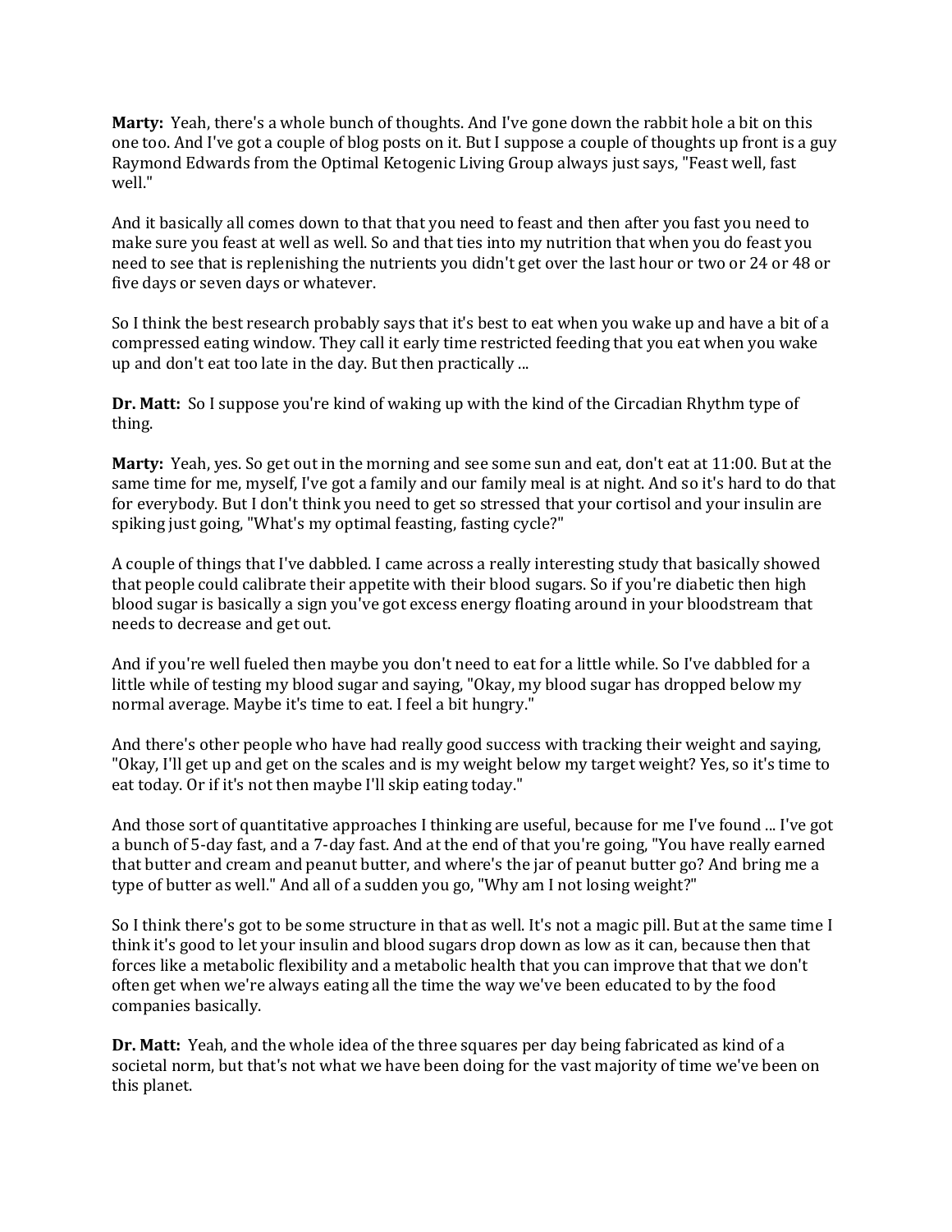**Marty:** Yeah, there's a whole bunch of thoughts. And I've gone down the rabbit hole a bit on this one too. And I've got a couple of blog posts on it. But I suppose a couple of thoughts up front is a guy Raymond Edwards from the Optimal Ketogenic Living Group always just says, "Feast well, fast well."

And it basically all comes down to that that you need to feast and then after you fast you need to make sure you feast at well as well. So and that ties into my nutrition that when you do feast you need to see that is replenishing the nutrients you didn't get over the last hour or two or 24 or 48 or five days or seven days or whatever.

So I think the best research probably says that it's best to eat when you wake up and have a bit of a compressed eating window. They call it early time restricted feeding that you eat when you wake up and don't eat too late in the day. But then practically ...

**Dr. Matt:** So I suppose you're kind of waking up with the kind of the Circadian Rhythm type of thing.

**Marty:** Yeah, yes. So get out in the morning and see some sun and eat, don't eat at 11:00. But at the same time for me, myself, I've got a family and our family meal is at night. And so it's hard to do that for everybody. But I don't think you need to get so stressed that your cortisol and your insulin are spiking just going, "What's my optimal feasting, fasting cycle?"

A couple of things that I've dabbled. I came across a really interesting study that basically showed that people could calibrate their appetite with their blood sugars. So if you're diabetic then high blood sugar is basically a sign you've got excess energy floating around in your bloodstream that needs to decrease and get out.

And if you're well fueled then maybe you don't need to eat for a little while. So I've dabbled for a little while of testing my blood sugar and saying, "Okay, my blood sugar has dropped below my normal average. Maybe it's time to eat. I feel a bit hungry."

And there's other people who have had really good success with tracking their weight and saying, "Okay, I'll get up and get on the scales and is my weight below my target weight? Yes, so it's time to eat today. Or if it's not then maybe I'll skip eating today."

And those sort of quantitative approaches I thinking are useful, because for me I've found ... I've got a bunch of 5-day fast, and a 7-day fast. And at the end of that you're going, "You have really earned that butter and cream and peanut butter, and where's the jar of peanut butter go? And bring me a type of butter as well." And all of a sudden you go, "Why am I not losing weight?"

So I think there's got to be some structure in that as well. It's not a magic pill. But at the same time I think it's good to let your insulin and blood sugars drop down as low as it can, because then that forces like a metabolic flexibility and a metabolic health that you can improve that that we don't often get when we're always eating all the time the way we've been educated to by the food companies basically.

**Dr. Matt:** Yeah, and the whole idea of the three squares per day being fabricated as kind of a societal norm, but that's not what we have been doing for the vast majority of time we've been on this planet.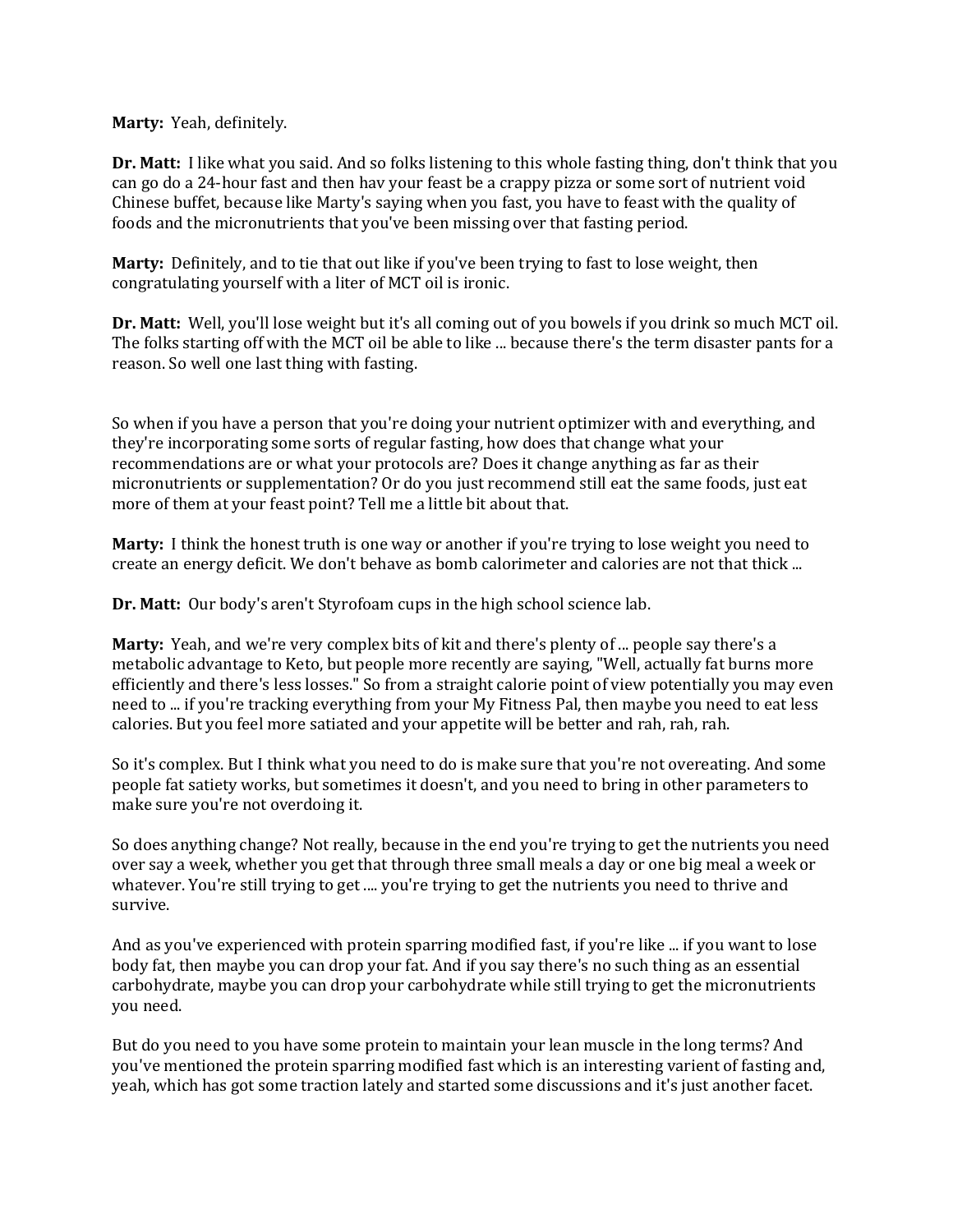**Marty:** Yeah, definitely.

**Dr. Matt:** I like what you said. And so folks listening to this whole fasting thing, don't think that you can go do a 24-hour fast and then hav your feast be a crappy pizza or some sort of nutrient void Chinese buffet, because like Marty's saying when you fast, you have to feast with the quality of foods and the micronutrients that you've been missing over that fasting period.

**Marty:** Definitely, and to tie that out like if you've been trying to fast to lose weight, then congratulating yourself with a liter of MCT oil is ironic.

**Dr. Matt:** Well, you'll lose weight but it's all coming out of you bowels if you drink so much MCT oil. The folks starting off with the MCT oil be able to like ... because there's the term disaster pants for a reason. So well one last thing with fasting.

So when if you have a person that you're doing your nutrient optimizer with and everything, and they're incorporating some sorts of regular fasting, how does that change what your recommendations are or what your protocols are? Does it change anything as far as their micronutrients or supplementation? Or do you just recommend still eat the same foods, just eat more of them at your feast point? Tell me a little bit about that.

**Marty:** I think the honest truth is one way or another if you're trying to lose weight you need to create an energy deficit. We don't behave as bomb calorimeter and calories are not that thick ...

**Dr. Matt:** Our body's aren't Styrofoam cups in the high school science lab.

**Marty:** Yeah, and we're very complex bits of kit and there's plenty of ... people say there's a metabolic advantage to Keto, but people more recently are saying, "Well, actually fat burns more efficiently and there's less losses." So from a straight calorie point of view potentially you may even need to ... if you're tracking everything from your My Fitness Pal, then maybe you need to eat less calories. But you feel more satiated and your appetite will be better and rah, rah, rah.

So it's complex. But I think what you need to do is make sure that you're not overeating. And some people fat satiety works, but sometimes it doesn't, and you need to bring in other parameters to make sure you're not overdoing it.

So does anything change? Not really, because in the end you're trying to get the nutrients you need over say a week, whether you get that through three small meals a day or one big meal a week or whatever. You're still trying to get .... you're trying to get the nutrients you need to thrive and survive.

And as you've experienced with protein sparring modified fast, if you're like ... if you want to lose body fat, then maybe you can drop your fat. And if you say there's no such thing as an essential carbohydrate, maybe you can drop your carbohydrate while still trying to get the micronutrients you need.

But do you need to you have some protein to maintain your lean muscle in the long terms? And you've mentioned the protein sparring modified fast which is an interesting varient of fasting and, yeah, which has got some traction lately and started some discussions and it's just another facet.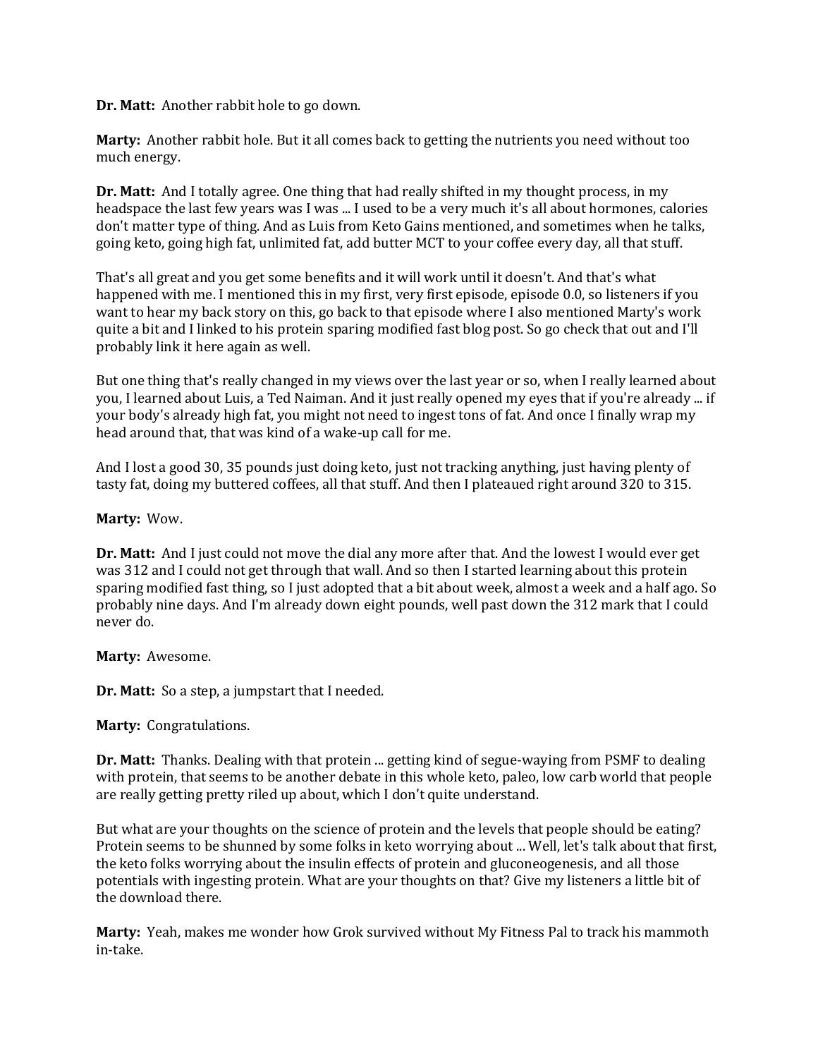**Dr. Matt:** Another rabbit hole to go down.

**Marty:** Another rabbit hole. But it all comes back to getting the nutrients you need without too much energy.

**Dr. Matt:** And I totally agree. One thing that had really shifted in my thought process, in my headspace the last few years was I was ... I used to be a very much it's all about hormones, calories don't matter type of thing. And as Luis from Keto Gains mentioned, and sometimes when he talks, going keto, going high fat, unlimited fat, add butter MCT to your coffee every day, all that stuff.

That's all great and you get some benefits and it will work until it doesn't. And that's what happened with me. I mentioned this in my first, very first episode, episode 0.0, so listeners if you want to hear my back story on this, go back to that episode where I also mentioned Marty's work quite a bit and I linked to his protein sparing modified fast blog post. So go check that out and I'll probably link it here again as well.

But one thing that's really changed in my views over the last year or so, when I really learned about you, I learned about Luis, a Ted Naiman. And it just really opened my eyes that if you're already ... if your body's already high fat, you might not need to ingest tons of fat. And once I finally wrap my head around that, that was kind of a wake-up call for me.

And I lost a good 30, 35 pounds just doing keto, just not tracking anything, just having plenty of tasty fat, doing my buttered coffees, all that stuff. And then I plateaued right around 320 to 315.

**Marty:** Wow.

**Dr. Matt:** And I just could not move the dial any more after that. And the lowest I would ever get was 312 and I could not get through that wall. And so then I started learning about this protein sparing modified fast thing, so I just adopted that a bit about week, almost a week and a half ago. So probably nine days. And I'm already down eight pounds, well past down the 312 mark that I could never do.

**Marty:** Awesome.

**Dr. Matt:** So a step, a jumpstart that I needed.

**Marty:** Congratulations.

**Dr. Matt:** Thanks. Dealing with that protein ... getting kind of segue-waying from PSMF to dealing with protein, that seems to be another debate in this whole keto, paleo, low carb world that people are really getting pretty riled up about, which I don't quite understand.

But what are your thoughts on the science of protein and the levels that people should be eating? Protein seems to be shunned by some folks in keto worrying about ... Well, let's talk about that first, the keto folks worrying about the insulin effects of protein and gluconeogenesis, and all those potentials with ingesting protein. What are your thoughts on that? Give my listeners a little bit of the download there.

**Marty:** Yeah, makes me wonder how Grok survived without My Fitness Pal to track his mammoth in-take.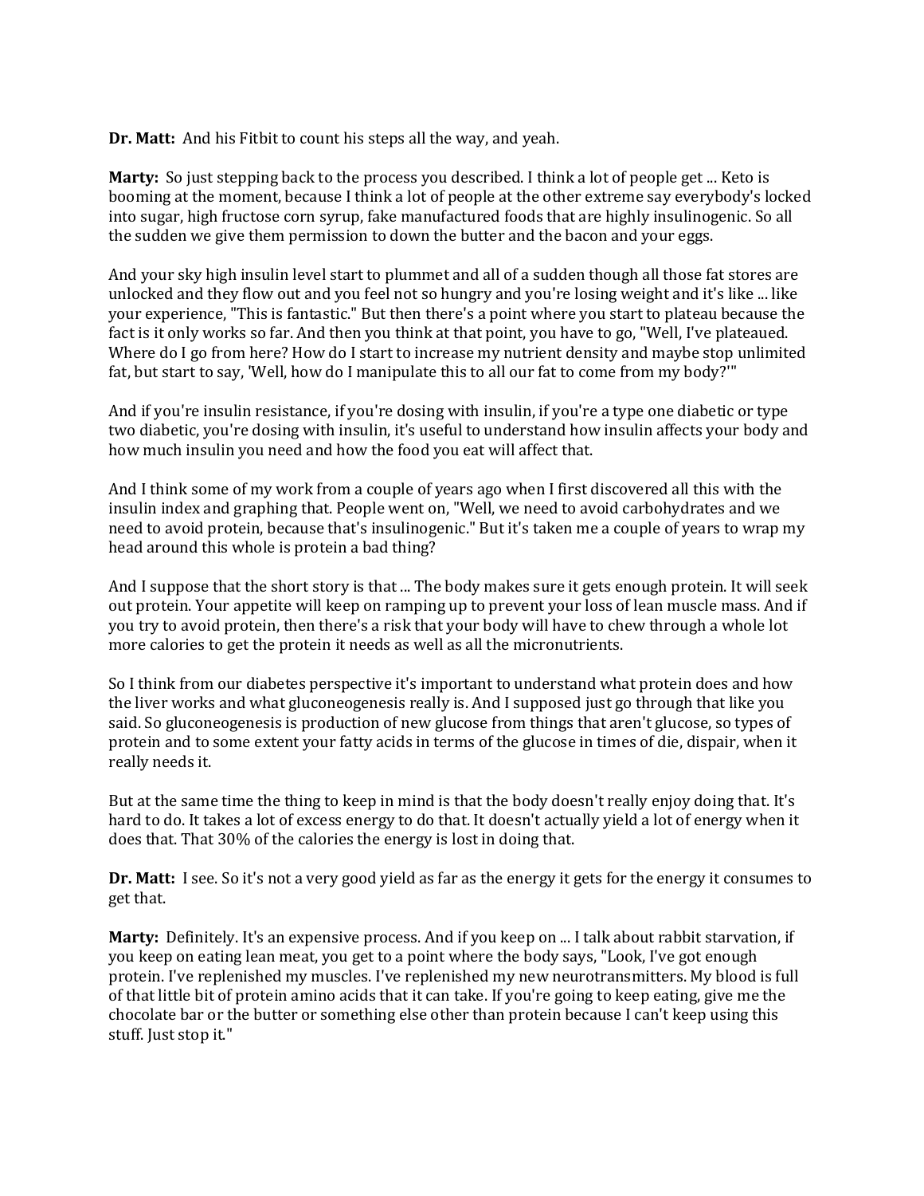**Dr. Matt:** And his Fitbit to count his steps all the way, and yeah.

**Marty:** So just stepping back to the process you described. I think a lot of people get ... Keto is booming at the moment, because I think a lot of people at the other extreme say everybody's locked into sugar, high fructose corn syrup, fake manufactured foods that are highly insulinogenic. So all the sudden we give them permission to down the butter and the bacon and your eggs.

And your sky high insulin level start to plummet and all of a sudden though all those fat stores are unlocked and they flow out and you feel not so hungry and you're losing weight and it's like ... like your experience, "This is fantastic." But then there's a point where you start to plateau because the fact is it only works so far. And then you think at that point, you have to go, "Well, I've plateaued. Where do I go from here? How do I start to increase my nutrient density and maybe stop unlimited fat, but start to say, 'Well, how do I manipulate this to all our fat to come from my body?'"

And if you're insulin resistance, if you're dosing with insulin, if you're a type one diabetic or type two diabetic, you're dosing with insulin, it's useful to understand how insulin affects your body and how much insulin you need and how the food you eat will affect that.

And I think some of my work from a couple of years ago when I first discovered all this with the insulin index and graphing that. People went on, "Well, we need to avoid carbohydrates and we need to avoid protein, because that's insulinogenic." But it's taken me a couple of years to wrap my head around this whole is protein a bad thing?

And I suppose that the short story is that ... The body makes sure it gets enough protein. It will seek out protein. Your appetite will keep on ramping up to prevent your loss of lean muscle mass. And if you try to avoid protein, then there's a risk that your body will have to chew through a whole lot more calories to get the protein it needs as well as all the micronutrients.

So I think from our diabetes perspective it's important to understand what protein does and how the liver works and what gluconeogenesis really is. And I supposed just go through that like you said. So gluconeogenesis is production of new glucose from things that aren't glucose, so types of protein and to some extent your fatty acids in terms of the glucose in times of die, dispair, when it really needs it.

But at the same time the thing to keep in mind is that the body doesn't really enjoy doing that. It's hard to do. It takes a lot of excess energy to do that. It doesn't actually yield a lot of energy when it does that. That 30% of the calories the energy is lost in doing that.

**Dr. Matt:** I see. So it's not a very good yield as far as the energy it gets for the energy it consumes to get that.

**Marty:** Definitely. It's an expensive process. And if you keep on ... I talk about rabbit starvation, if you keep on eating lean meat, you get to a point where the body says, "Look, I've got enough protein. I've replenished my muscles. I've replenished my new neurotransmitters. My blood is full of that little bit of protein amino acids that it can take. If you're going to keep eating, give me the chocolate bar or the butter or something else other than protein because I can't keep using this stuff. Just stop it."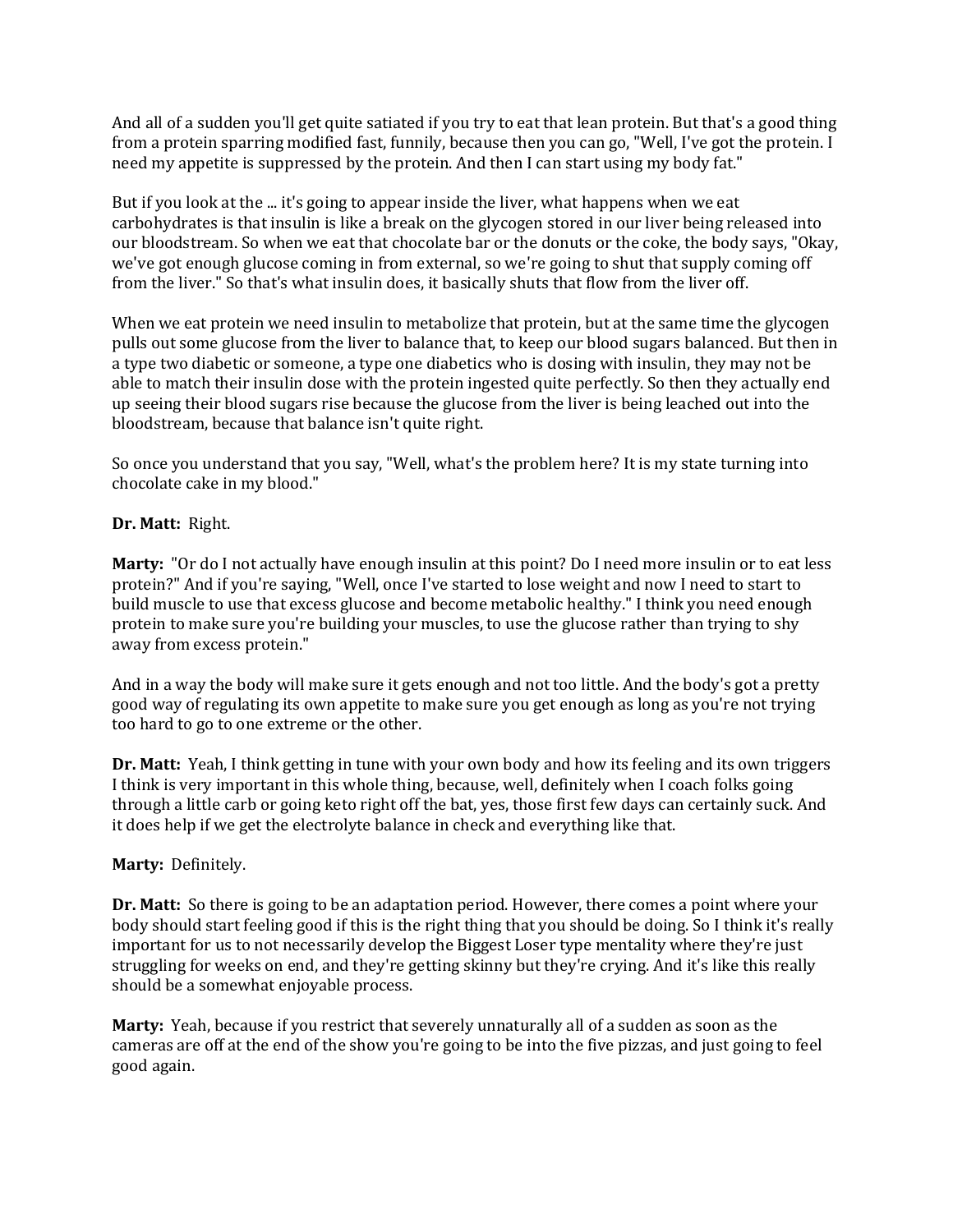And all of a sudden you'll get quite satiated if you try to eat that lean protein. But that's a good thing from a protein sparring modified fast, funnily, because then you can go, "Well, I've got the protein. I need my appetite is suppressed by the protein. And then I can start using my body fat."

But if you look at the ... it's going to appear inside the liver, what happens when we eat carbohydrates is that insulin is like a break on the glycogen stored in our liver being released into our bloodstream. So when we eat that chocolate bar or the donuts or the coke, the body says, "Okay, we've got enough glucose coming in from external, so we're going to shut that supply coming off from the liver." So that's what insulin does, it basically shuts that flow from the liver off.

When we eat protein we need insulin to metabolize that protein, but at the same time the glycogen pulls out some glucose from the liver to balance that, to keep our blood sugars balanced. But then in a type two diabetic or someone, a type one diabetics who is dosing with insulin, they may not be able to match their insulin dose with the protein ingested quite perfectly. So then they actually end up seeing their blood sugars rise because the glucose from the liver is being leached out into the bloodstream, because that balance isn't quite right.

So once you understand that you say, "Well, what's the problem here? It is my state turning into chocolate cake in my blood."

**Dr. Matt:** Right.

**Marty:** "Or do I not actually have enough insulin at this point? Do I need more insulin or to eat less protein?" And if you're saying, "Well, once I've started to lose weight and now I need to start to build muscle to use that excess glucose and become metabolic healthy." I think you need enough protein to make sure you're building your muscles, to use the glucose rather than trying to shy away from excess protein."

And in a way the body will make sure it gets enough and not too little. And the body's got a pretty good way of regulating its own appetite to make sure you get enough as long as you're not trying too hard to go to one extreme or the other.

**Dr. Matt:** Yeah, I think getting in tune with your own body and how its feeling and its own triggers I think is very important in this whole thing, because, well, definitely when I coach folks going through a little carb or going keto right off the bat, yes, those first few days can certainly suck. And it does help if we get the electrolyte balance in check and everything like that.

**Marty:** Definitely.

**Dr. Matt:** So there is going to be an adaptation period. However, there comes a point where your body should start feeling good if this is the right thing that you should be doing. So I think it's really important for us to not necessarily develop the Biggest Loser type mentality where they're just struggling for weeks on end, and they're getting skinny but they're crying. And it's like this really should be a somewhat enjoyable process.

**Marty:** Yeah, because if you restrict that severely unnaturally all of a sudden as soon as the cameras are off at the end of the show you're going to be into the five pizzas, and just going to feel good again.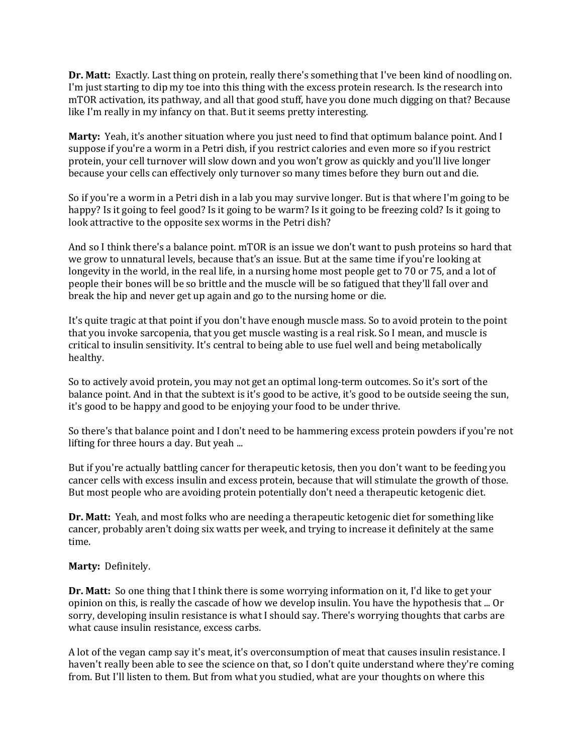**Dr. Matt:** Exactly. Last thing on protein, really there's something that I've been kind of noodling on. I'm just starting to dip my toe into this thing with the excess protein research. Is the research into mTOR activation, its pathway, and all that good stuff, have you done much digging on that? Because like I'm really in my infancy on that. But it seems pretty interesting.

**Marty:** Yeah, it's another situation where you just need to find that optimum balance point. And I suppose if you're a worm in a Petri dish, if you restrict calories and even more so if you restrict protein, your cell turnover will slow down and you won't grow as quickly and you'll live longer because your cells can effectively only turnover so many times before they burn out and die.

So if you're a worm in a Petri dish in a lab you may survive longer. But is that where I'm going to be happy? Is it going to feel good? Is it going to be warm? Is it going to be freezing cold? Is it going to look attractive to the opposite sex worms in the Petri dish?

And so I think there's a balance point. mTOR is an issue we don't want to push proteins so hard that we grow to unnatural levels, because that's an issue. But at the same time if you're looking at longevity in the world, in the real life, in a nursing home most people get to 70 or 75, and a lot of people their bones will be so brittle and the muscle will be so fatigued that they'll fall over and break the hip and never get up again and go to the nursing home or die.

It's quite tragic at that point if you don't have enough muscle mass. So to avoid protein to the point that you invoke sarcopenia, that you get muscle wasting is a real risk. So I mean, and muscle is critical to insulin sensitivity. It's central to being able to use fuel well and being metabolically healthy.

So to actively avoid protein, you may not get an optimal long-term outcomes. So it's sort of the balance point. And in that the subtext is it's good to be active, it's good to be outside seeing the sun, it's good to be happy and good to be enjoying your food to be under thrive.

So there's that balance point and I don't need to be hammering excess protein powders if you're not lifting for three hours a day. But yeah ...

But if you're actually battling cancer for therapeutic ketosis, then you don't want to be feeding you cancer cells with excess insulin and excess protein, because that will stimulate the growth of those. But most people who are avoiding protein potentially don't need a therapeutic ketogenic diet.

**Dr. Matt:** Yeah, and most folks who are needing a therapeutic ketogenic diet for something like cancer, probably aren't doing six watts per week, and trying to increase it definitely at the same time.

**Marty:** Definitely.

**Dr. Matt:** So one thing that I think there is some worrying information on it, I'd like to get your opinion on this, is really the cascade of how we develop insulin. You have the hypothesis that ... Or sorry, developing insulin resistance is what I should say. There's worrying thoughts that carbs are what cause insulin resistance, excess carbs.

A lot of the vegan camp say it's meat, it's overconsumption of meat that causes insulin resistance. I haven't really been able to see the science on that, so I don't quite understand where they're coming from. But I'll listen to them. But from what you studied, what are your thoughts on where this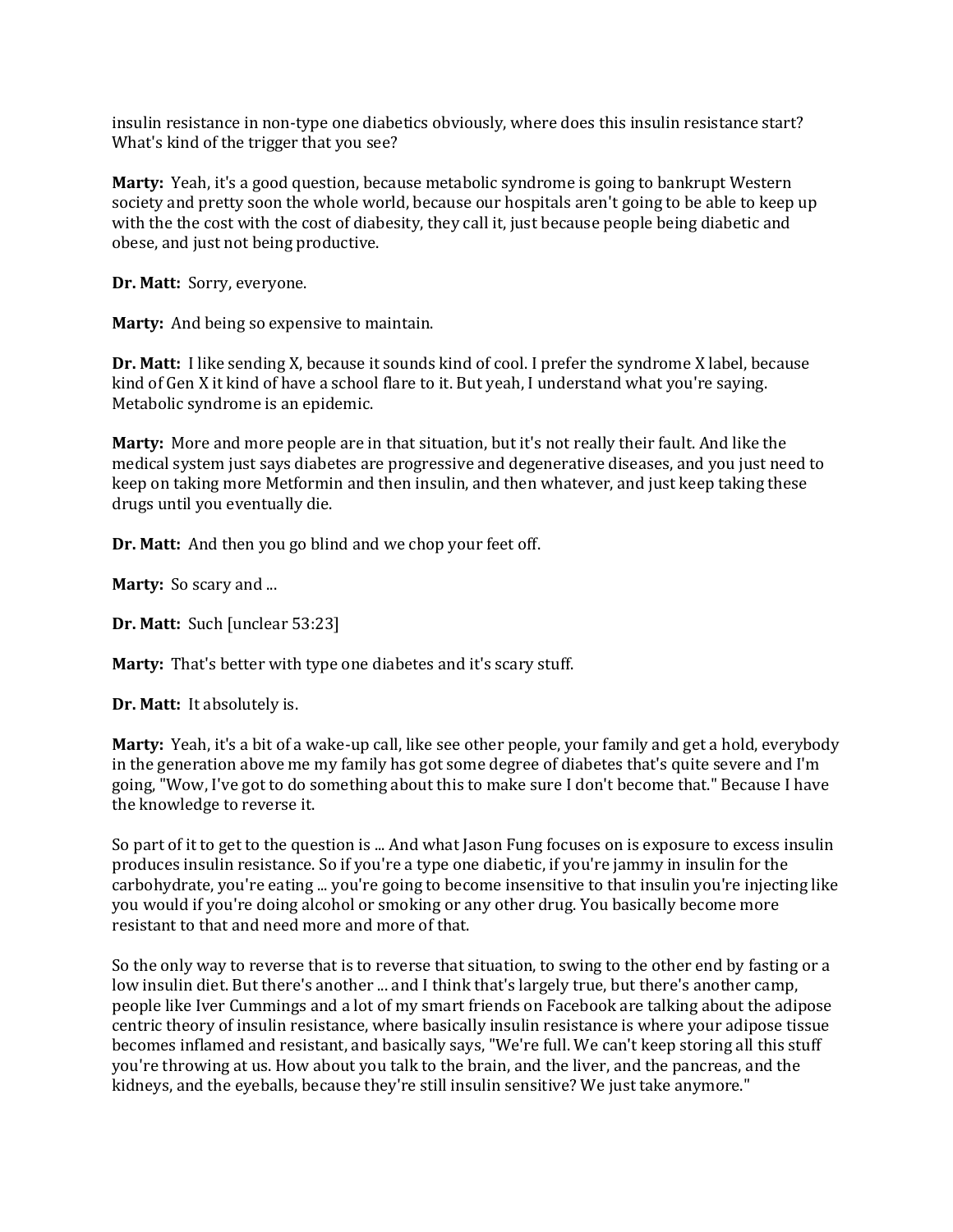insulin resistance in non-type one diabetics obviously, where does this insulin resistance start? What's kind of the trigger that you see?

**Marty:** Yeah, it's a good question, because metabolic syndrome is going to bankrupt Western society and pretty soon the whole world, because our hospitals aren't going to be able to keep up with the the cost with the cost of diabesity, they call it, just because people being diabetic and obese, and just not being productive.

**Dr. Matt:** Sorry, everyone.

**Marty:** And being so expensive to maintain.

**Dr. Matt:** I like sending X, because it sounds kind of cool. I prefer the syndrome X label, because kind of Gen X it kind of have a school flare to it. But yeah, I understand what you're saying. Metabolic syndrome is an epidemic.

**Marty:** More and more people are in that situation, but it's not really their fault. And like the medical system just says diabetes are progressive and degenerative diseases, and you just need to keep on taking more Metformin and then insulin, and then whatever, and just keep taking these drugs until you eventually die.

**Dr. Matt:** And then you go blind and we chop your feet off.

**Marty:** So scary and ...

**Dr. Matt:** Such [unclear 53:23]

**Marty:** That's better with type one diabetes and it's scary stuff.

**Dr. Matt:** It absolutely is.

**Marty:** Yeah, it's a bit of a wake-up call, like see other people, your family and get a hold, everybody in the generation above me my family has got some degree of diabetes that's quite severe and I'm going, "Wow, I've got to do something about this to make sure I don't become that." Because I have the knowledge to reverse it.

So part of it to get to the question is ... And what Jason Fung focuses on is exposure to excess insulin produces insulin resistance. So if you're a type one diabetic, if you're jammy in insulin for the carbohydrate, you're eating ... you're going to become insensitive to that insulin you're injecting like you would if you're doing alcohol or smoking or any other drug. You basically become more resistant to that and need more and more of that.

So the only way to reverse that is to reverse that situation, to swing to the other end by fasting or a low insulin diet. But there's another ... and I think that's largely true, but there's another camp, people like Iver Cummings and a lot of my smart friends on Facebook are talking about the adipose centric theory of insulin resistance, where basically insulin resistance is where your adipose tissue becomes inflamed and resistant, and basically says, "We're full. We can't keep storing all this stuff you're throwing at us. How about you talk to the brain, and the liver, and the pancreas, and the kidneys, and the eyeballs, because they're still insulin sensitive? We just take anymore."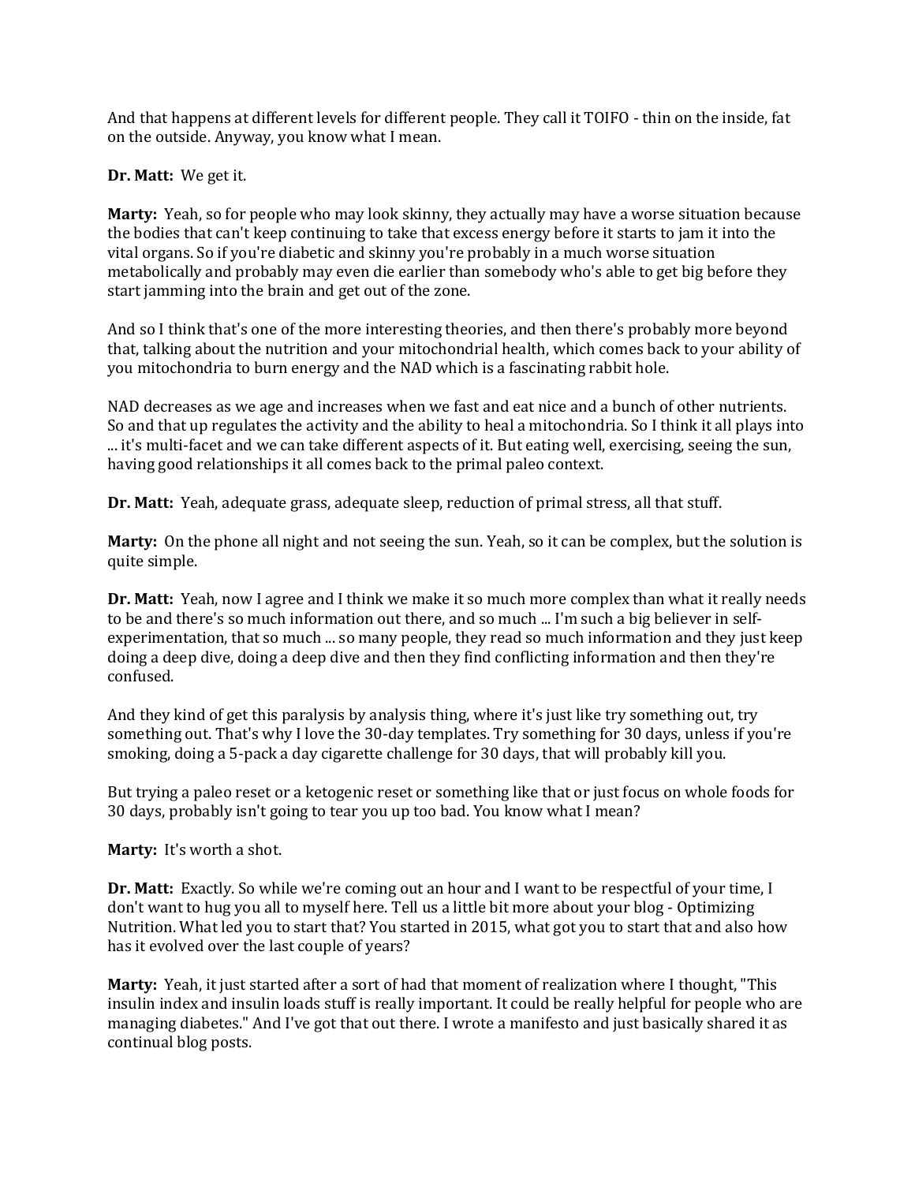And that happens at different levels for different people. They call it TOIFO - thin on the inside, fat on the outside. Anyway, you know what I mean.

**Dr. Matt:** We get it.

**Marty:** Yeah, so for people who may look skinny, they actually may have a worse situation because the bodies that can't keep continuing to take that excess energy before it starts to jam it into the vital organs. So if you're diabetic and skinny you're probably in a much worse situation metabolically and probably may even die earlier than somebody who's able to get big before they start jamming into the brain and get out of the zone.

And so I think that's one of the more interesting theories, and then there's probably more beyond that, talking about the nutrition and your mitochondrial health, which comes back to your ability of you mitochondria to burn energy and the NAD which is a fascinating rabbit hole.

NAD decreases as we age and increases when we fast and eat nice and a bunch of other nutrients. So and that up regulates the activity and the ability to heal a mitochondria. So I think it all plays into ... it's multi-facet and we can take different aspects of it. But eating well, exercising, seeing the sun, having good relationships it all comes back to the primal paleo context.

**Dr. Matt:** Yeah, adequate grass, adequate sleep, reduction of primal stress, all that stuff.

**Marty:** On the phone all night and not seeing the sun. Yeah, so it can be complex, but the solution is quite simple.

**Dr. Matt:** Yeah, now I agree and I think we make it so much more complex than what it really needs to be and there's so much information out there, and so much ... I'm such a big believer in self-experimentation, that so much ... so many people, they read so much information and they just keep doing a deep dive, doing a deep dive and then they find conflicting information and then they're confused.

And they kind of get this paralysis by analysis thing, where it's just like try something out, try something out. That's why I love the 30-day templates. Try something for 30 days, unless if you're smoking, doing a 5-pack a day cigarette challenge for 30 days, that will probably kill you.

But trying a paleo reset or a ketogenic reset or something like that or just focus on whole foods for 30 days, probably isn't going to tear you up too bad. You know what I mean?

**Marty:** It's worth a shot.

**Dr. Matt:** Exactly. So while we're coming out an hour and I want to be respectful of your time, I don't want to hug you all to myself here. Tell us a little bit more about your blog - Optimizing Nutrition. What led you to start that? You started in 2015, what got you to start that and also how has it evolved over the last couple of years?

**Marty:** Yeah, it just started after a sort of had that moment of realization where I thought, "This insulin index and insulin loads stuff is really important. It could be really helpful for people who are managing diabetes." And I've got that out there. I wrote a manifesto and just basically shared it as continual blog posts.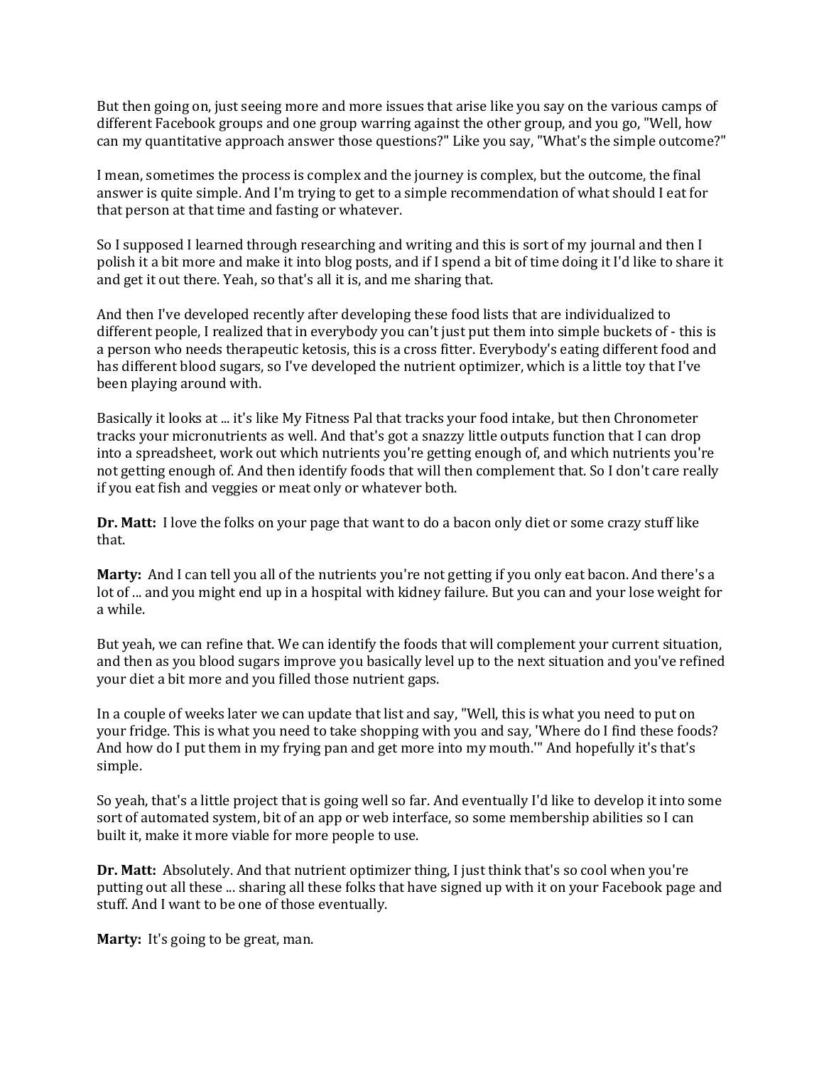But then going on, just seeing more and more issues that arise like you say on the various camps of different Facebook groups and one group warring against the other group, and you go, "Well, how can my quantitative approach answer those questions?" Like you say, "What's the simple outcome?"

I mean, sometimes the process is complex and the journey is complex, but the outcome, the final answer is quite simple. And I'm trying to get to a simple recommendation of what should I eat for that person at that time and fasting or whatever.

So I supposed I learned through researching and writing and this is sort of my journal and then I polish it a bit more and make it into blog posts, and if I spend a bit of time doing it I'd like to share it and get it out there. Yeah, so that's all it is, and me sharing that.

And then I've developed recently after developing these food lists that are individualized to different people, I realized that in everybody you can't just put them into simple buckets of - this is a person who needs therapeutic ketosis, this is a cross fitter. Everybody's eating different food and has different blood sugars, so I've developed the nutrient optimizer, which is a little toy that I've been playing around with.

Basically it looks at ... it's like My Fitness Pal that tracks your food intake, but then Chronometer tracks your micronutrients as well. And that's got a snazzy little outputs function that I can drop into a spreadsheet, work out which nutrients you're getting enough of, and which nutrients you're not getting enough of. And then identify foods that will then complement that. So I don't care really if you eat fish and veggies or meat only or whatever both.

**Dr. Matt:** I love the folks on your page that want to do a bacon only diet or some crazy stuff like that.

**Marty:** And I can tell you all of the nutrients you're not getting if you only eat bacon. And there's a lot of ... and you might end up in a hospital with kidney failure. But you can and your lose weight for a while.

But yeah, we can refine that. We can identify the foods that will complement your current situation, and then as you blood sugars improve you basically level up to the next situation and you've refined your diet a bit more and you filled those nutrient gaps.

In a couple of weeks later we can update that list and say, "Well, this is what you need to put on your fridge. This is what you need to take shopping with you and say, 'Where do I find these foods? And how do I put them in my frying pan and get more into my mouth.'" And hopefully it's that's simple.

So yeah, that's a little project that is going well so far. And eventually I'd like to develop it into some sort of automated system, bit of an app or web interface, so some membership abilities so I can built it, make it more viable for more people to use.

**Dr. Matt:** Absolutely. And that nutrient optimizer thing, I just think that's so cool when you're putting out all these ... sharing all these folks that have signed up with it on your Facebook page and stuff. And I want to be one of those eventually.

**Marty:** It's going to be great, man.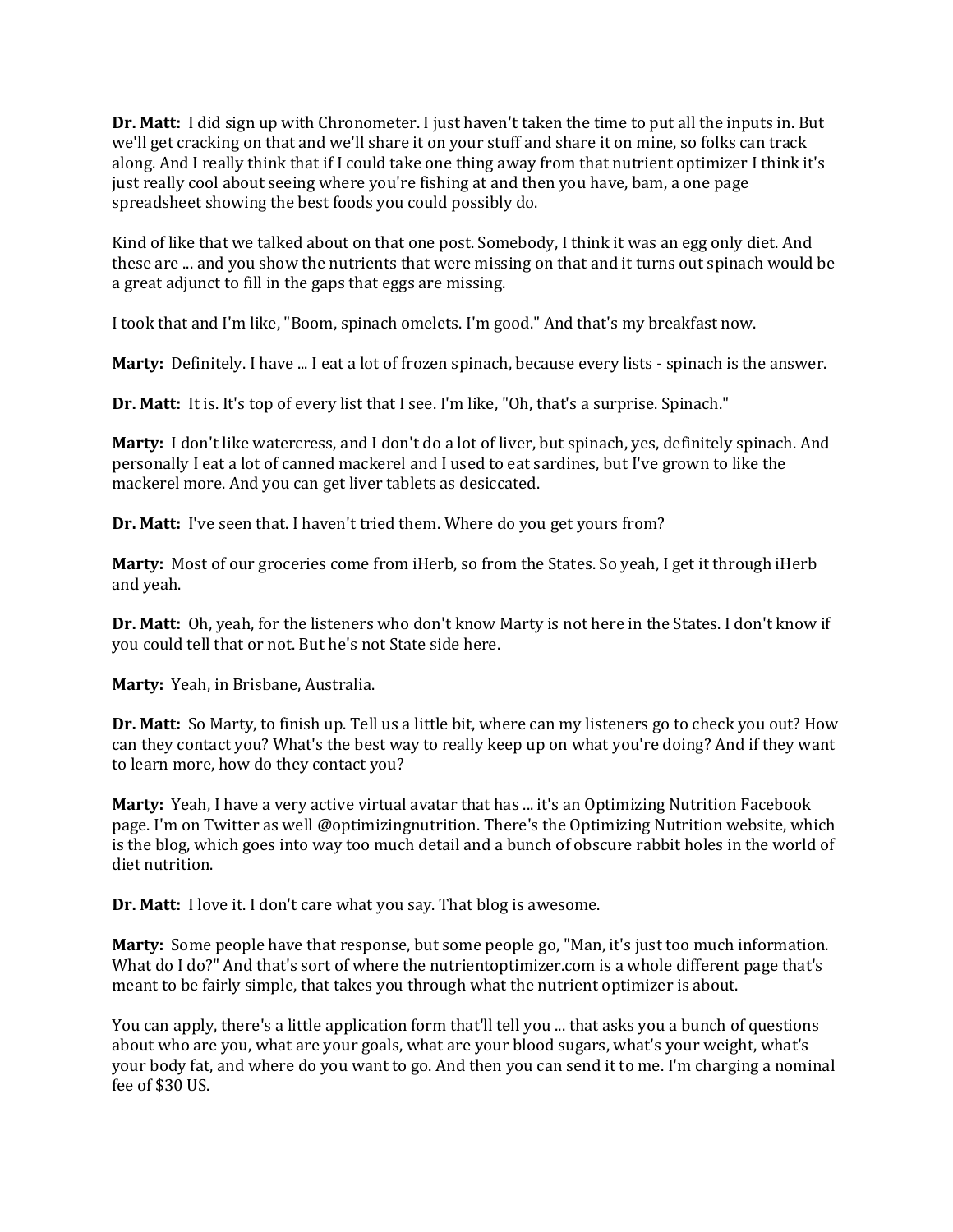**Dr. Matt:** I did sign up with Chronometer. I just haven't taken the time to put all the inputs in. But we'll get cracking on that and we'll share it on your stuff and share it on mine, so folks can track along. And I really think that if I could take one thing away from that nutrient optimizer I think it's just really cool about seeing where you're fishing at and then you have, bam, a one page spreadsheet showing the best foods you could possibly do.

Kind of like that we talked about on that one post. Somebody, I think it was an egg only diet. And these are ... and you show the nutrients that were missing on that and it turns out spinach would be a great adjunct to fill in the gaps that eggs are missing.

I took that and I'm like, "Boom, spinach omelets. I'm good." And that's my breakfast now.

**Marty:** Definitely. I have ... I eat a lot of frozen spinach, because every lists - spinach is the answer.

**Dr. Matt:** It is. It's top of every list that I see. I'm like, "Oh, that's a surprise. Spinach."

**Marty:** I don't like watercress, and I don't do a lot of liver, but spinach, yes, definitely spinach. And personally I eat a lot of canned mackerel and I used to eat sardines, but I've grown to like the mackerel more. And you can get liver tablets as desiccated.

**Dr. Matt:** I've seen that. I haven't tried them. Where do you get yours from?

**Marty:** Most of our groceries come from iHerb, so from the States. So yeah, I get it through iHerb and yeah.

**Dr. Matt:** Oh, yeah, for the listeners who don't know Marty is not here in the States. I don't know if you could tell that or not. But he's not State side here.

**Marty:** Yeah, in Brisbane, Australia.

**Dr. Matt:** So Marty, to finish up. Tell us a little bit, where can my listeners go to check you out? How can they contact you? What's the best way to really keep up on what you're doing? And if they want to learn more, how do they contact you?

**Marty:** Yeah, I have a very active virtual avatar that has ... it's an Optimizing Nutrition Facebook page. I'm on Twitter as well @optimizingnutrition. There's the Optimizing Nutrition website, which is the blog, which goes into way too much detail and a bunch of obscure rabbit holes in the world of diet nutrition.

**Dr. Matt:** I love it. I don't care what you say. That blog is awesome.

**Marty:** Some people have that response, but some people go, "Man, it's just too much information. What do I do?" And that's sort of where the nutrientoptimizer.com is a whole different page that's meant to be fairly simple, that takes you through what the nutrient optimizer is about.

You can apply, there's a little application form that'll tell you ... that asks you a bunch of questions about who are you, what are your goals, what are your blood sugars, what's your weight, what's your body fat, and where do you want to go. And then you can send it to me. I'm charging a nominal fee of $30 US.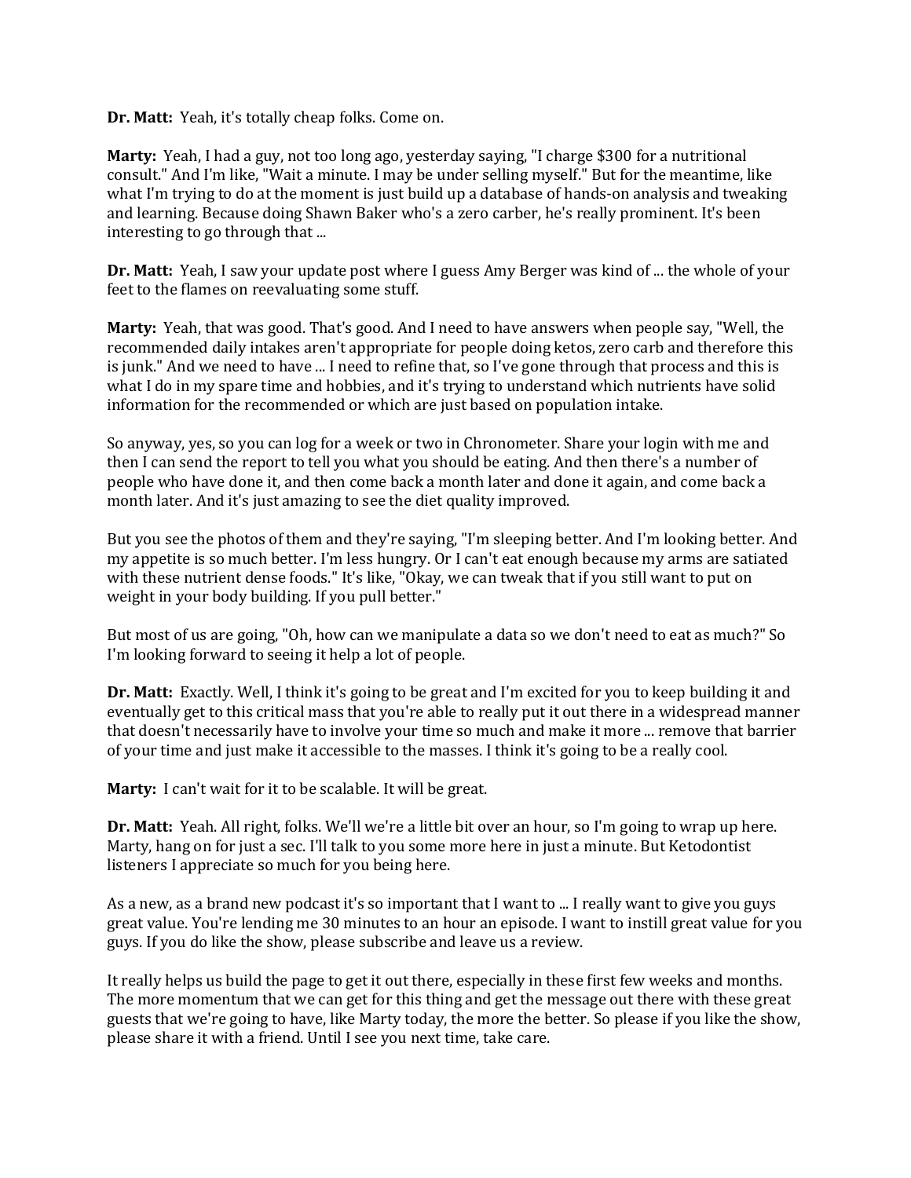**Dr. Matt:** Yeah, it's totally cheap folks. Come on.

**Marty:** Yeah, I had a guy, not too long ago, yesterday saying, "I charge $300 for a nutritional consult." And I'm like, "Wait a minute. I may be under selling myself." But for the meantime, like what I'm trying to do at the moment is just build up a database of hands-on analysis and tweaking and learning. Because doing Shawn Baker who's a zero carber, he's really prominent. It's been interesting to go through that ...

**Dr. Matt:** Yeah, I saw your update post where I guess Amy Berger was kind of ... the whole of your feet to the flames on reevaluating some stuff.

**Marty:** Yeah, that was good. That's good. And I need to have answers when people say, "Well, the recommended daily intakes aren't appropriate for people doing ketos, zero carb and therefore this is junk." And we need to have ... I need to refine that, so I've gone through that process and this is what I do in my spare time and hobbies, and it's trying to understand which nutrients have solid information for the recommended or which are just based on population intake.

So anyway, yes, so you can log for a week or two in Chronometer. Share your login with me and then I can send the report to tell you what you should be eating. And then there's a number of people who have done it, and then come back a month later and done it again, and come back a month later. And it's just amazing to see the diet quality improved.

But you see the photos of them and they're saying, "I'm sleeping better. And I'm looking better. And my appetite is so much better. I'm less hungry. Or I can't eat enough because my arms are satiated with these nutrient dense foods." It's like, "Okay, we can tweak that if you still want to put on weight in your body building. If you pull better."

But most of us are going, "Oh, how can we manipulate a data so we don't need to eat as much?" So I'm looking forward to seeing it help a lot of people.

**Dr. Matt:** Exactly. Well, I think it's going to be great and I'm excited for you to keep building it and eventually get to this critical mass that you're able to really put it out there in a widespread manner that doesn't necessarily have to involve your time so much and make it more ... remove that barrier of your time and just make it accessible to the masses. I think it's going to be a really cool.

**Marty:** I can't wait for it to be scalable. It will be great.

**Dr. Matt:** Yeah. All right, folks. We'll we're a little bit over an hour, so I'm going to wrap up here. Marty, hang on for just a sec. I'll talk to you some more here in just a minute. But Ketodontist listeners I appreciate so much for you being here.

As a new, as a brand new podcast it's so important that I want to ... I really want to give you guys great value. You're lending me 30 minutes to an hour an episode. I want to instill great value for you guys. If you do like the show, please subscribe and leave us a review.

It really helps us build the page to get it out there, especially in these first few weeks and months. The more momentum that we can get for this thing and get the message out there with these great guests that we're going to have, like Marty today, the more the better. So please if you like the show, please share it with a friend. Until I see you next time, take care.